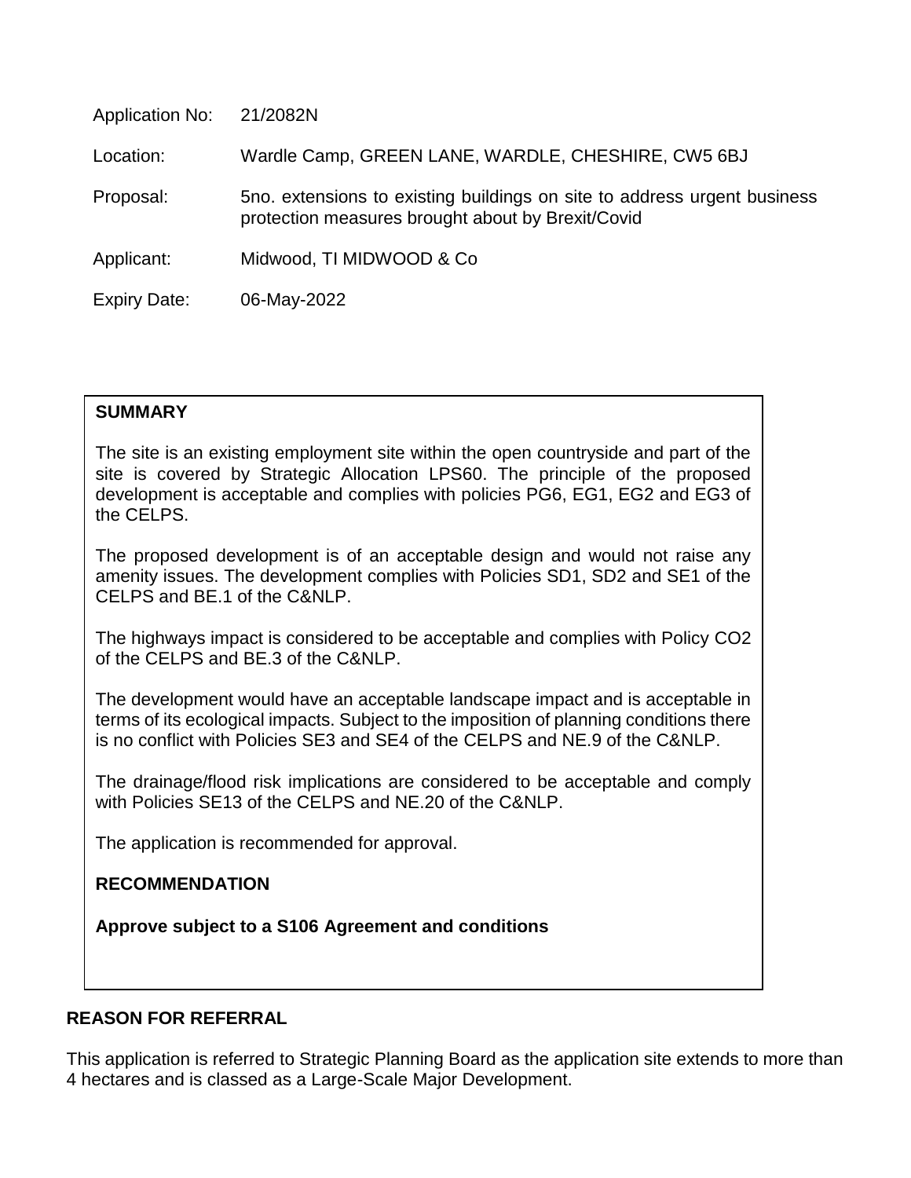| | |
|---|---|
| Application No: | 21/2082N |
| Location: | Wardle Camp, GREEN LANE, WARDLE, CHESHIRE, CW5 6BJ |
| Proposal: | 5no. extensions to existing buildings on site to address urgent business protection measures brought about by Brexit/Covid |
| Applicant: | Midwood, TI MIDWOOD & Co |
| Expiry Date: | 06-May-2022 |

**SUMMARY**

The site is an existing employment site within the open countryside and part of the site is covered by Strategic Allocation LPS60. The principle of the proposed development is acceptable and complies with policies PG6, EG1, EG2 and EG3 of the CELPS.

The proposed development is of an acceptable design and would not raise any amenity issues. The development complies with Policies SD1, SD2 and SE1 of the CELPS and BE.1 of the C&NLP.

The highways impact is considered to be acceptable and complies with Policy CO2 of the CELPS and BE.3 of the C&NLP.

The development would have an acceptable landscape impact and is acceptable in terms of its ecological impacts. Subject to the imposition of planning conditions there is no conflict with Policies SE3 and SE4 of the CELPS and NE.9 of the C&NLP.

The drainage/flood risk implications are considered to be acceptable and comply with Policies SE13 of the CELPS and NE.20 of the C&NLP.

The application is recommended for approval.

**RECOMMENDATION**

**Approve subject to a S106 Agreement and conditions**

**REASON FOR REFERRAL**

This application is referred to Strategic Planning Board as the application site extends to more than 4 hectares and is classed as a Large-Scale Major Development.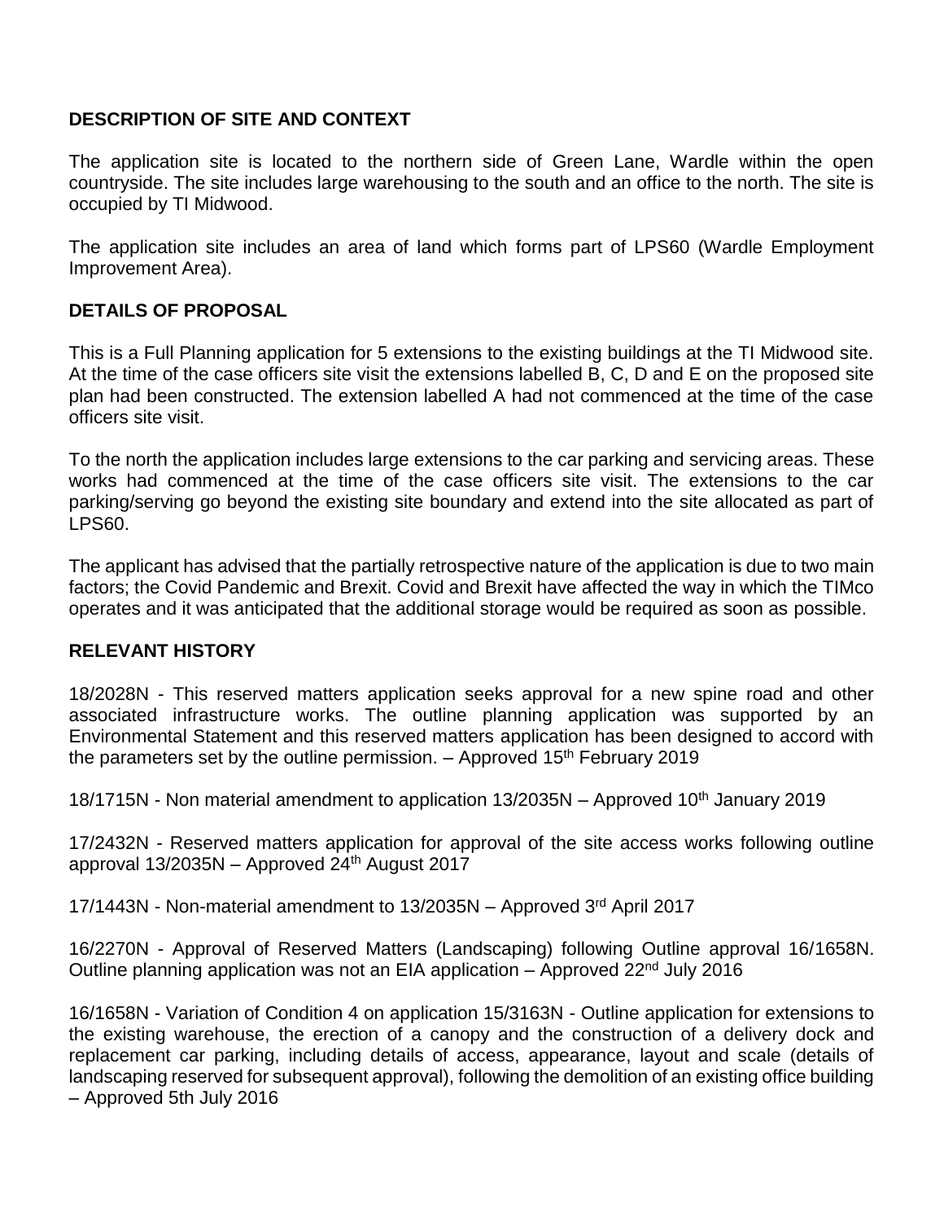## DESCRIPTION OF SITE AND CONTEXT

The application site is located to the northern side of Green Lane, Wardle within the open countryside. The site includes large warehousing to the south and an office to the north. The site is occupied by TI Midwood.

The application site includes an area of land which forms part of LPS60 (Wardle Employment Improvement Area).

## DETAILS OF PROPOSAL

This is a Full Planning application for 5 extensions to the existing buildings at the TI Midwood site. At the time of the case officers site visit the extensions labelled B, C, D and E on the proposed site plan had been constructed. The extension labelled A had not commenced at the time of the case officers site visit.

To the north the application includes large extensions to the car parking and servicing areas. These works had commenced at the time of the case officers site visit. The extensions to the car parking/serving go beyond the existing site boundary and extend into the site allocated as part of LPS60.

The applicant has advised that the partially retrospective nature of the application is due to two main factors; the Covid Pandemic and Brexit. Covid and Brexit have affected the way in which the TIMco operates and it was anticipated that the additional storage would be required as soon as possible.

## RELEVANT HISTORY

18/2028N - This reserved matters application seeks approval for a new spine road and other associated infrastructure works. The outline planning application was supported by an Environmental Statement and this reserved matters application has been designed to accord with the parameters set by the outline permission. – Approved 15th February 2019

18/1715N - Non material amendment to application 13/2035N – Approved 10th January 2019

17/2432N - Reserved matters application for approval of the site access works following outline approval 13/2035N – Approved 24th August 2017

17/1443N - Non-material amendment to 13/2035N – Approved 3rd April 2017

16/2270N - Approval of Reserved Matters (Landscaping) following Outline approval 16/1658N. Outline planning application was not an EIA application – Approved 22nd July 2016

16/1658N - Variation of Condition 4 on application 15/3163N - Outline application for extensions to the existing warehouse, the erection of a canopy and the construction of a delivery dock and replacement car parking, including details of access, appearance, layout and scale (details of landscaping reserved for subsequent approval), following the demolition of an existing office building – Approved 5th July 2016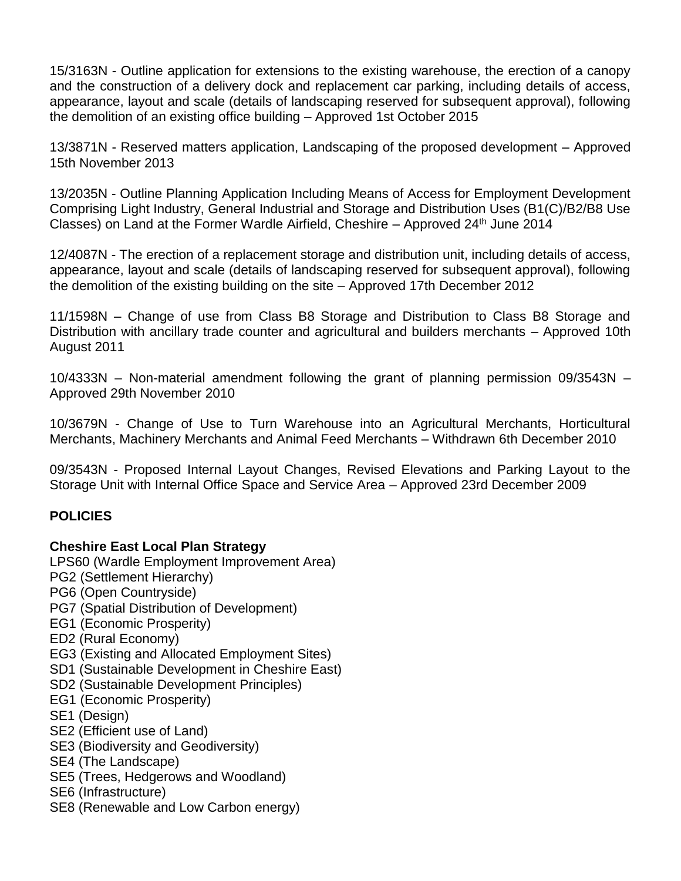15/3163N - Outline application for extensions to the existing warehouse, the erection of a canopy and the construction of a delivery dock and replacement car parking, including details of access, appearance, layout and scale (details of landscaping reserved for subsequent approval), following the demolition of an existing office building – Approved 1st October 2015

13/3871N - Reserved matters application, Landscaping of the proposed development – Approved 15th November 2013

13/2035N - Outline Planning Application Including Means of Access for Employment Development Comprising Light Industry, General Industrial and Storage and Distribution Uses (B1(C)/B2/B8 Use Classes) on Land at the Former Wardle Airfield, Cheshire – Approved 24th June 2014

12/4087N - The erection of a replacement storage and distribution unit, including details of access, appearance, layout and scale (details of landscaping reserved for subsequent approval), following the demolition of the existing building on the site – Approved 17th December 2012

11/1598N – Change of use from Class B8 Storage and Distribution to Class B8 Storage and Distribution with ancillary trade counter and agricultural and builders merchants – Approved 10th August 2011

10/4333N – Non-material amendment following the grant of planning permission 09/3543N – Approved 29th November 2010

10/3679N - Change of Use to Turn Warehouse into an Agricultural Merchants, Horticultural Merchants, Machinery Merchants and Animal Feed Merchants – Withdrawn 6th December 2010

09/3543N - Proposed Internal Layout Changes, Revised Elevations and Parking Layout to the Storage Unit with Internal Office Space and Service Area – Approved 23rd December 2009

## POLICIES

### Cheshire East Local Plan Strategy

LPS60 (Wardle Employment Improvement Area)
PG2 (Settlement Hierarchy)
PG6 (Open Countryside)
PG7 (Spatial Distribution of Development)
EG1 (Economic Prosperity)
ED2 (Rural Economy)
EG3 (Existing and Allocated Employment Sites)
SD1 (Sustainable Development in Cheshire East)
SD2 (Sustainable Development Principles)
EG1 (Economic Prosperity)
SE1 (Design)
SE2 (Efficient use of Land)
SE3 (Biodiversity and Geodiversity)
SE4 (The Landscape)
SE5 (Trees, Hedgerows and Woodland)
SE6 (Infrastructure)
SE8 (Renewable and Low Carbon energy)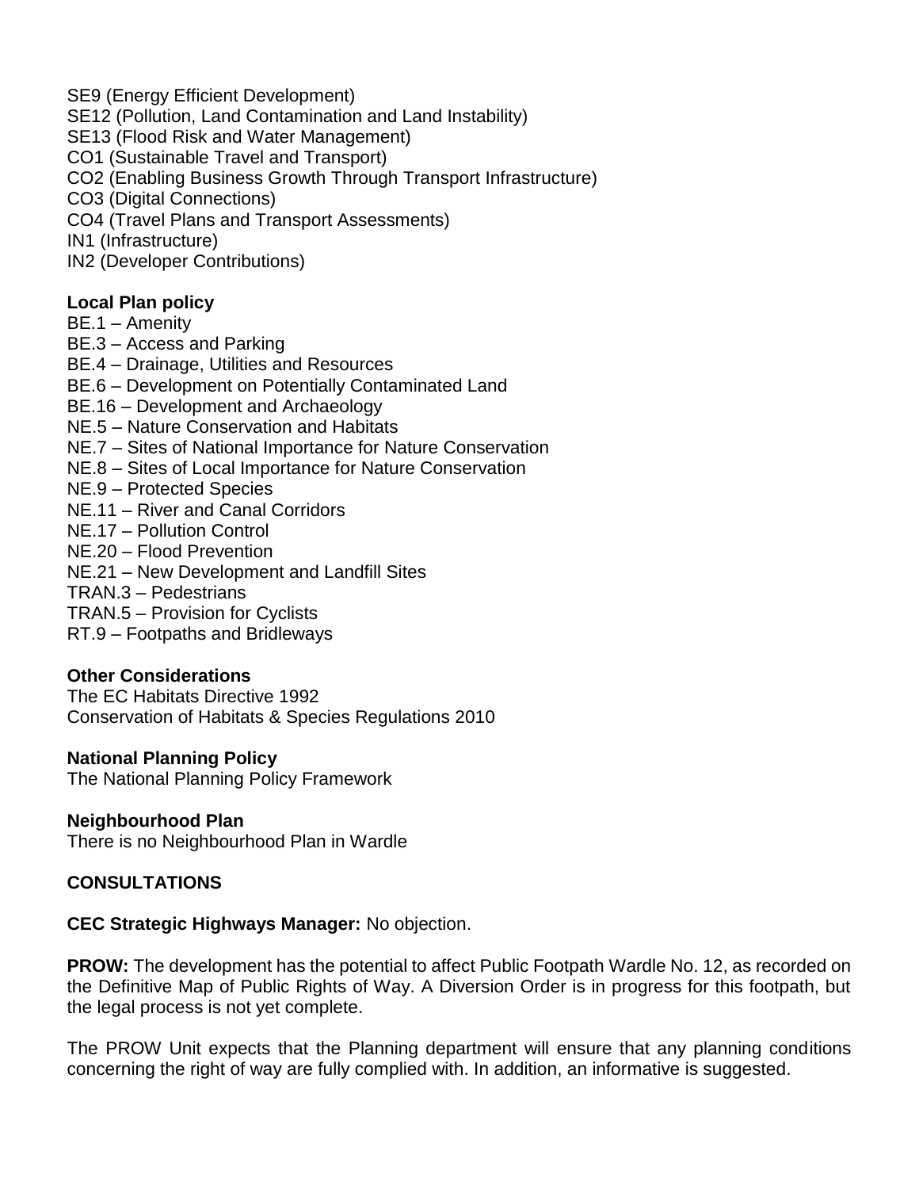SE9 (Energy Efficient Development)
SE12 (Pollution, Land Contamination and Land Instability)
SE13 (Flood Risk and Water Management)
CO1 (Sustainable Travel and Transport)
CO2 (Enabling Business Growth Through Transport Infrastructure)
CO3 (Digital Connections)
CO4 (Travel Plans and Transport Assessments)
IN1 (Infrastructure)
IN2 (Developer Contributions)

**Local Plan policy**

BE.1 – Amenity
BE.3 – Access and Parking
BE.4 – Drainage, Utilities and Resources
BE.6 – Development on Potentially Contaminated Land
BE.16 – Development and Archaeology
NE.5 – Nature Conservation and Habitats
NE.7 – Sites of National Importance for Nature Conservation
NE.8 – Sites of Local Importance for Nature Conservation
NE.9 – Protected Species
NE.11 – River and Canal Corridors
NE.17 – Pollution Control
NE.20 – Flood Prevention
NE.21 – New Development and Landfill Sites
TRAN.3 – Pedestrians
TRAN.5 – Provision for Cyclists
RT.9 – Footpaths and Bridleways

**Other Considerations**

The EC Habitats Directive 1992
Conservation of Habitats & Species Regulations 2010

**National Planning Policy**

The National Planning Policy Framework

**Neighbourhood Plan**

There is no Neighbourhood Plan in Wardle

## CONSULTATIONS

**CEC Strategic Highways Manager:** No objection.

**PROW:** The development has the potential to affect Public Footpath Wardle No. 12, as recorded on the Definitive Map of Public Rights of Way. A Diversion Order is in progress for this footpath, but the legal process is not yet complete.

The PROW Unit expects that the Planning department will ensure that any planning conditions concerning the right of way are fully complied with. In addition, an informative is suggested.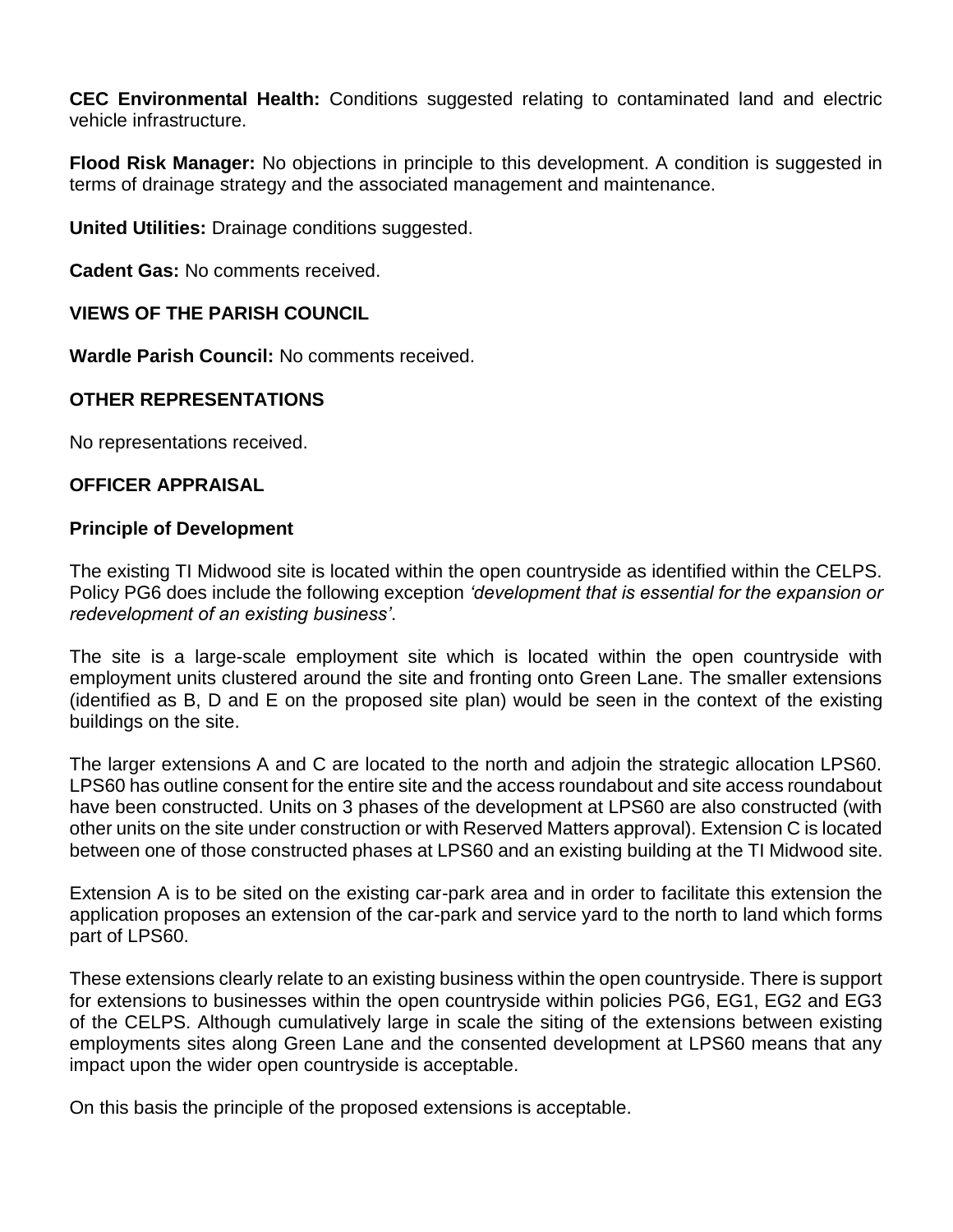**CEC Environmental Health:** Conditions suggested relating to contaminated land and electric vehicle infrastructure.

**Flood Risk Manager:** No objections in principle to this development. A condition is suggested in terms of drainage strategy and the associated management and maintenance.

**United Utilities:** Drainage conditions suggested.

**Cadent Gas:** No comments received.

## VIEWS OF THE PARISH COUNCIL

**Wardle Parish Council:** No comments received.

## OTHER REPRESENTATIONS

No representations received.

## OFFICER APPRAISAL

### Principle of Development

The existing TI Midwood site is located within the open countryside as identified within the CELPS. Policy PG6 does include the following exception *'development that is essential for the expansion or redevelopment of an existing business'*.

The site is a large-scale employment site which is located within the open countryside with employment units clustered around the site and fronting onto Green Lane. The smaller extensions (identified as B, D and E on the proposed site plan) would be seen in the context of the existing buildings on the site.

The larger extensions A and C are located to the north and adjoin the strategic allocation LPS60. LPS60 has outline consent for the entire site and the access roundabout and site access roundabout have been constructed. Units on 3 phases of the development at LPS60 are also constructed (with other units on the site under construction or with Reserved Matters approval). Extension C is located between one of those constructed phases at LPS60 and an existing building at the TI Midwood site.

Extension A is to be sited on the existing car-park area and in order to facilitate this extension the application proposes an extension of the car-park and service yard to the north to land which forms part of LPS60.

These extensions clearly relate to an existing business within the open countryside. There is support for extensions to businesses within the open countryside within policies PG6, EG1, EG2 and EG3 of the CELPS. Although cumulatively large in scale the siting of the extensions between existing employments sites along Green Lane and the consented development at LPS60 means that any impact upon the wider open countryside is acceptable.

On this basis the principle of the proposed extensions is acceptable.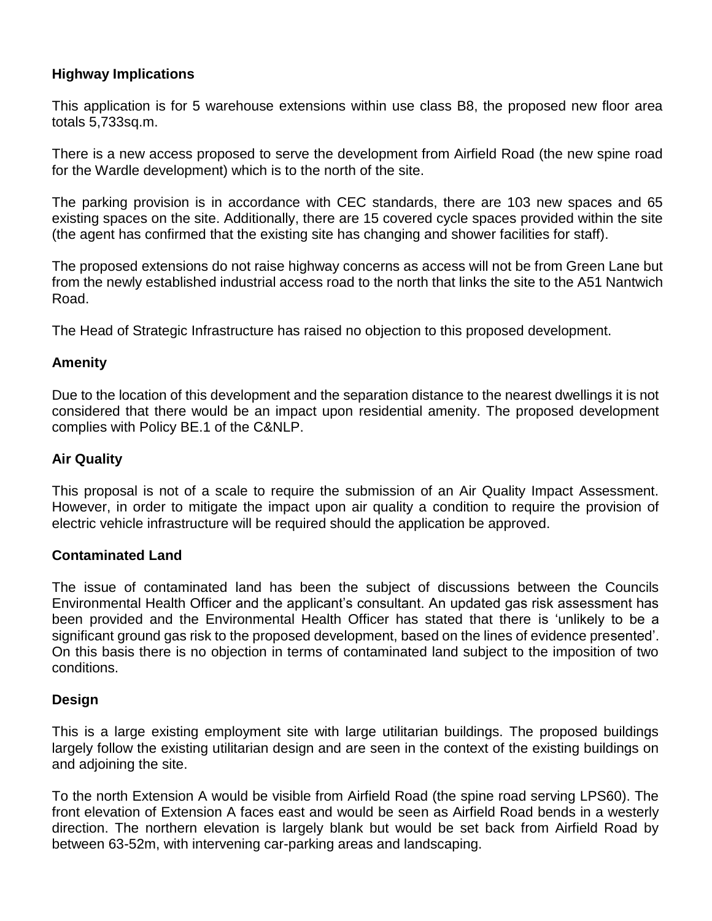**Highway Implications**

This application is for 5 warehouse extensions within use class B8, the proposed new floor area totals 5,733sq.m.

There is a new access proposed to serve the development from Airfield Road (the new spine road for the Wardle development) which is to the north of the site.

The parking provision is in accordance with CEC standards, there are 103 new spaces and 65 existing spaces on the site. Additionally, there are 15 covered cycle spaces provided within the site (the agent has confirmed that the existing site has changing and shower facilities for staff).

The proposed extensions do not raise highway concerns as access will not be from Green Lane but from the newly established industrial access road to the north that links the site to the A51 Nantwich Road.

The Head of Strategic Infrastructure has raised no objection to this proposed development.

**Amenity**

Due to the location of this development and the separation distance to the nearest dwellings it is not considered that there would be an impact upon residential amenity. The proposed development complies with Policy BE.1 of the C&NLP.

**Air Quality**

This proposal is not of a scale to require the submission of an Air Quality Impact Assessment. However, in order to mitigate the impact upon air quality a condition to require the provision of electric vehicle infrastructure will be required should the application be approved.

**Contaminated Land**

The issue of contaminated land has been the subject of discussions between the Councils Environmental Health Officer and the applicant's consultant. An updated gas risk assessment has been provided and the Environmental Health Officer has stated that there is 'unlikely to be a significant ground gas risk to the proposed development, based on the lines of evidence presented'. On this basis there is no objection in terms of contaminated land subject to the imposition of two conditions.

**Design**

This is a large existing employment site with large utilitarian buildings. The proposed buildings largely follow the existing utilitarian design and are seen in the context of the existing buildings on and adjoining the site.

To the north Extension A would be visible from Airfield Road (the spine road serving LPS60). The front elevation of Extension A faces east and would be seen as Airfield Road bends in a westerly direction. The northern elevation is largely blank but would be set back from Airfield Road by between 63-52m, with intervening car-parking areas and landscaping.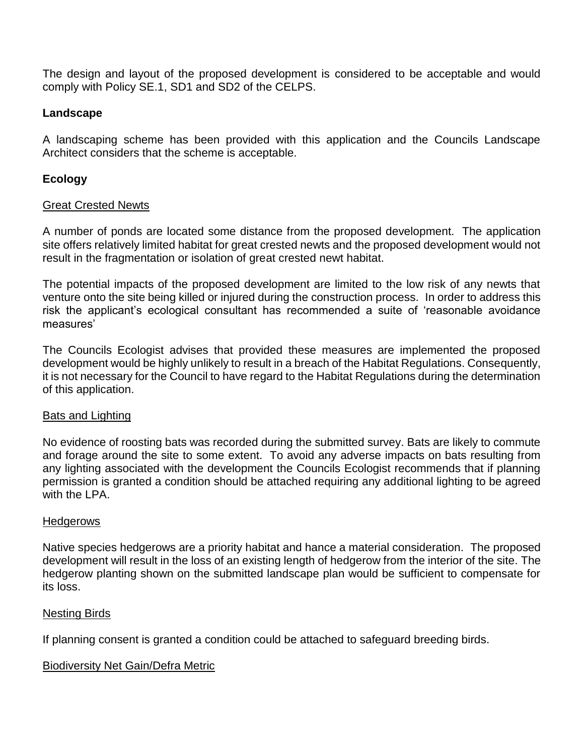The design and layout of the proposed development is considered to be acceptable and would comply with Policy SE.1, SD1 and SD2 of the CELPS.

## Landscape

A landscaping scheme has been provided with this application and the Councils Landscape Architect considers that the scheme is acceptable.

## Ecology

### Great Crested Newts

A number of ponds are located some distance from the proposed development. The application site offers relatively limited habitat for great crested newts and the proposed development would not result in the fragmentation or isolation of great crested newt habitat.

The potential impacts of the proposed development are limited to the low risk of any newts that venture onto the site being killed or injured during the construction process. In order to address this risk the applicant's ecological consultant has recommended a suite of 'reasonable avoidance measures'

The Councils Ecologist advises that provided these measures are implemented the proposed development would be highly unlikely to result in a breach of the Habitat Regulations. Consequently, it is not necessary for the Council to have regard to the Habitat Regulations during the determination of this application.

### Bats and Lighting

No evidence of roosting bats was recorded during the submitted survey. Bats are likely to commute and forage around the site to some extent. To avoid any adverse impacts on bats resulting from any lighting associated with the development the Councils Ecologist recommends that if planning permission is granted a condition should be attached requiring any additional lighting to be agreed with the LPA.

### Hedgerows

Native species hedgerows are a priority habitat and hance a material consideration. The proposed development will result in the loss of an existing length of hedgerow from the interior of the site. The hedgerow planting shown on the submitted landscape plan would be sufficient to compensate for its loss.

### Nesting Birds

If planning consent is granted a condition could be attached to safeguard breeding birds.

### Biodiversity Net Gain/Defra Metric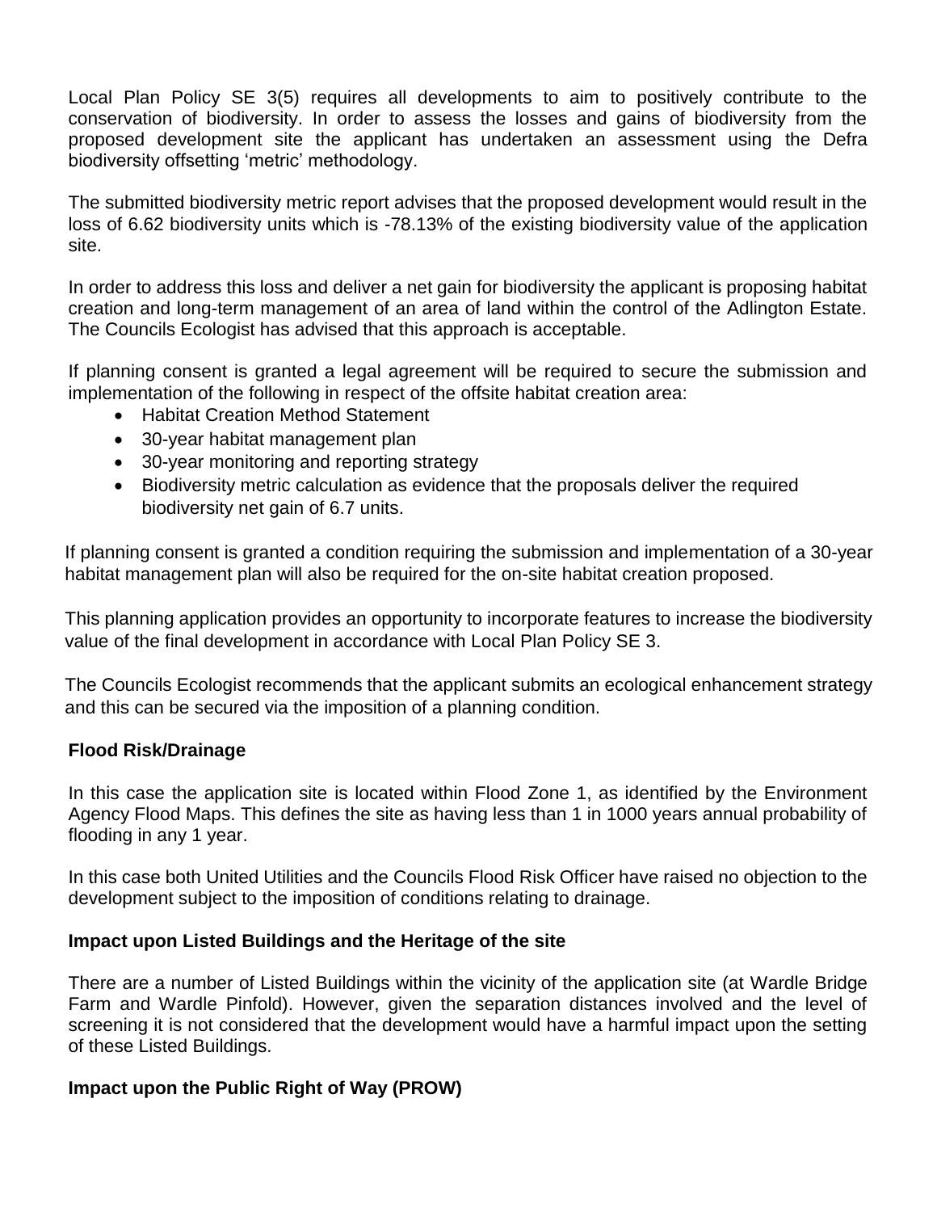Local Plan Policy SE 3(5) requires all developments to aim to positively contribute to the conservation of biodiversity. In order to assess the losses and gains of biodiversity from the proposed development site the applicant has undertaken an assessment using the Defra biodiversity offsetting 'metric' methodology.

The submitted biodiversity metric report advises that the proposed development would result in the loss of 6.62 biodiversity units which is -78.13% of the existing biodiversity value of the application site.

In order to address this loss and deliver a net gain for biodiversity the applicant is proposing habitat creation and long-term management of an area of land within the control of the Adlington Estate. The Councils Ecologist has advised that this approach is acceptable.

If planning consent is granted a legal agreement will be required to secure the submission and implementation of the following in respect of the offsite habitat creation area:

- Habitat Creation Method Statement
- 30-year habitat management plan
- 30-year monitoring and reporting strategy
- Biodiversity metric calculation as evidence that the proposals deliver the required biodiversity net gain of 6.7 units.

If planning consent is granted a condition requiring the submission and implementation of a 30-year habitat management plan will also be required for the on-site habitat creation proposed.

This planning application provides an opportunity to incorporate features to increase the biodiversity value of the final development in accordance with Local Plan Policy SE 3.

The Councils Ecologist recommends that the applicant submits an ecological enhancement strategy and this can be secured via the imposition of a planning condition.

**Flood Risk/Drainage**

In this case the application site is located within Flood Zone 1, as identified by the Environment Agency Flood Maps. This defines the site as having less than 1 in 1000 years annual probability of flooding in any 1 year.

In this case both United Utilities and the Councils Flood Risk Officer have raised no objection to the development subject to the imposition of conditions relating to drainage.

**Impact upon Listed Buildings and the Heritage of the site**

There are a number of Listed Buildings within the vicinity of the application site (at Wardle Bridge Farm and Wardle Pinfold). However, given the separation distances involved and the level of screening it is not considered that the development would have a harmful impact upon the setting of these Listed Buildings.

**Impact upon the Public Right of Way (PROW)**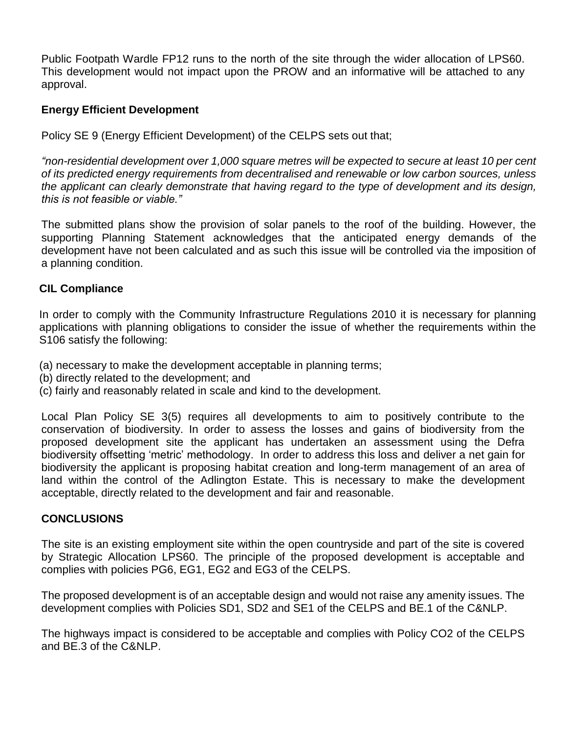Public Footpath Wardle FP12 runs to the north of the site through the wider allocation of LPS60. This development would not impact upon the PROW and an informative will be attached to any approval.

**Energy Efficient Development**

Policy SE 9 (Energy Efficient Development) of the CELPS sets out that;

*"non-residential development over 1,000 square metres will be expected to secure at least 10 per cent of its predicted energy requirements from decentralised and renewable or low carbon sources, unless the applicant can clearly demonstrate that having regard to the type of development and its design, this is not feasible or viable."*

The submitted plans show the provision of solar panels to the roof of the building. However, the supporting Planning Statement acknowledges that the anticipated energy demands of the development have not been calculated and as such this issue will be controlled via the imposition of a planning condition.

**CIL Compliance**

In order to comply with the Community Infrastructure Regulations 2010 it is necessary for planning applications with planning obligations to consider the issue of whether the requirements within the S106 satisfy the following:

(a) necessary to make the development acceptable in planning terms;
(b) directly related to the development; and
(c) fairly and reasonably related in scale and kind to the development.

Local Plan Policy SE 3(5) requires all developments to aim to positively contribute to the conservation of biodiversity. In order to assess the losses and gains of biodiversity from the proposed development site the applicant has undertaken an assessment using the Defra biodiversity offsetting 'metric' methodology. In order to address this loss and deliver a net gain for biodiversity the applicant is proposing habitat creation and long-term management of an area of land within the control of the Adlington Estate. This is necessary to make the development acceptable, directly related to the development and fair and reasonable.

**CONCLUSIONS**

The site is an existing employment site within the open countryside and part of the site is covered by Strategic Allocation LPS60. The principle of the proposed development is acceptable and complies with policies PG6, EG1, EG2 and EG3 of the CELPS.

The proposed development is of an acceptable design and would not raise any amenity issues. The development complies with Policies SD1, SD2 and SE1 of the CELPS and BE.1 of the C&NLP.

The highways impact is considered to be acceptable and complies with Policy CO2 of the CELPS and BE.3 of the C&NLP.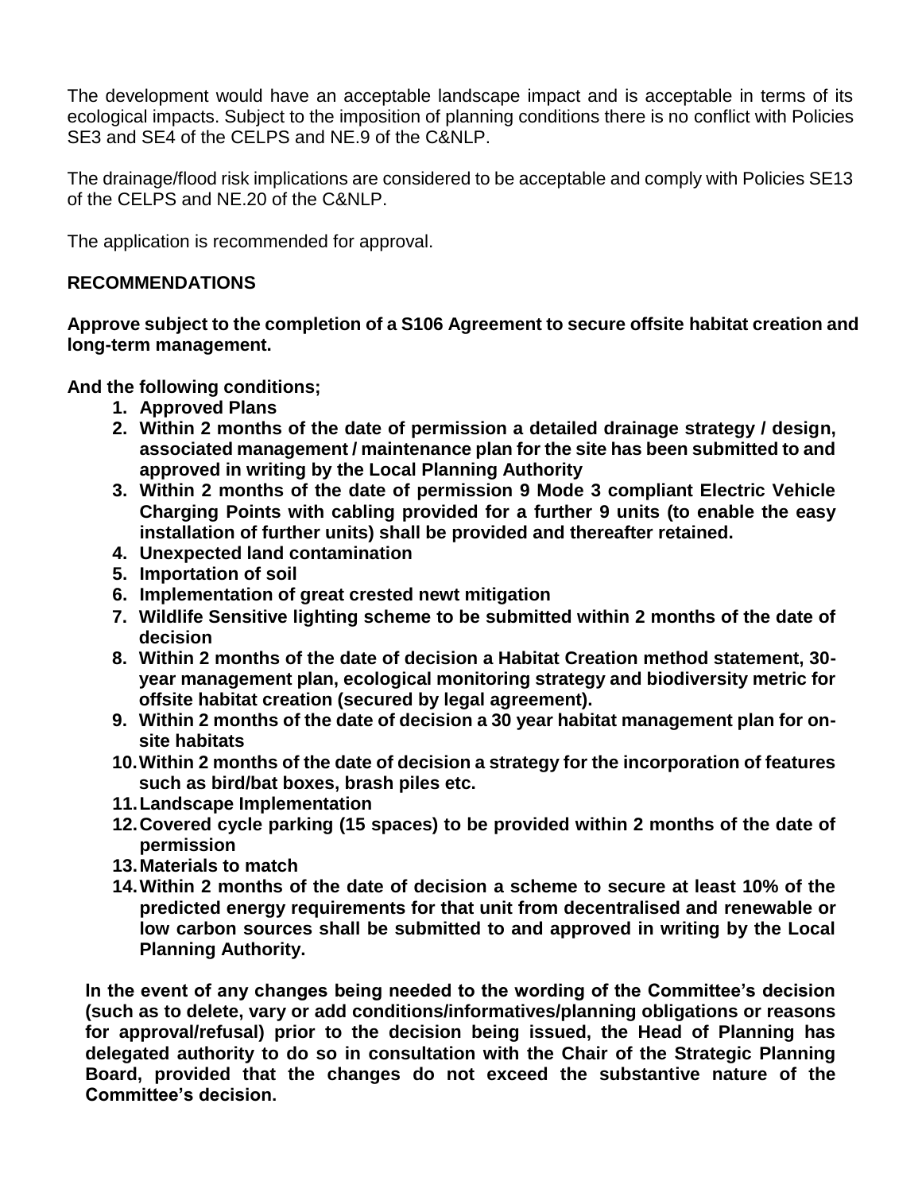The development would have an acceptable landscape impact and is acceptable in terms of its ecological impacts. Subject to the imposition of planning conditions there is no conflict with Policies SE3 and SE4 of the CELPS and NE.9 of the C&NLP.

The drainage/flood risk implications are considered to be acceptable and comply with Policies SE13 of the CELPS and NE.20 of the C&NLP.

The application is recommended for approval.

## RECOMMENDATIONS

**Approve subject to the completion of a S106 Agreement to secure offsite habitat creation and long-term management.**

**And the following conditions;**

1. **Approved Plans**
2. **Within 2 months of the date of permission a detailed drainage strategy / design, associated management / maintenance plan for the site has been submitted to and approved in writing by the Local Planning Authority**
3. **Within 2 months of the date of permission 9 Mode 3 compliant Electric Vehicle Charging Points with cabling provided for a further 9 units (to enable the easy installation of further units) shall be provided and thereafter retained.**
4. **Unexpected land contamination**
5. **Importation of soil**
6. **Implementation of great crested newt mitigation**
7. **Wildlife Sensitive lighting scheme to be submitted within 2 months of the date of decision**
8. **Within 2 months of the date of decision a Habitat Creation method statement, 30-year management plan, ecological monitoring strategy and biodiversity metric for offsite habitat creation (secured by legal agreement).**
9. **Within 2 months of the date of decision a 30 year habitat management plan for on-site habitats**
10. **Within 2 months of the date of decision a strategy for the incorporation of features such as bird/bat boxes, brash piles etc.**
11. **Landscape Implementation**
12. **Covered cycle parking (15 spaces) to be provided within 2 months of the date of permission**
13. **Materials to match**
14. **Within 2 months of the date of decision a scheme to secure at least 10% of the predicted energy requirements for that unit from decentralised and renewable or low carbon sources shall be submitted to and approved in writing by the Local Planning Authority.**

**In the event of any changes being needed to the wording of the Committee's decision (such as to delete, vary or add conditions/informatives/planning obligations or reasons for approval/refusal) prior to the decision being issued, the Head of Planning has delegated authority to do so in consultation with the Chair of the Strategic Planning Board, provided that the changes do not exceed the substantive nature of the Committee's decision.**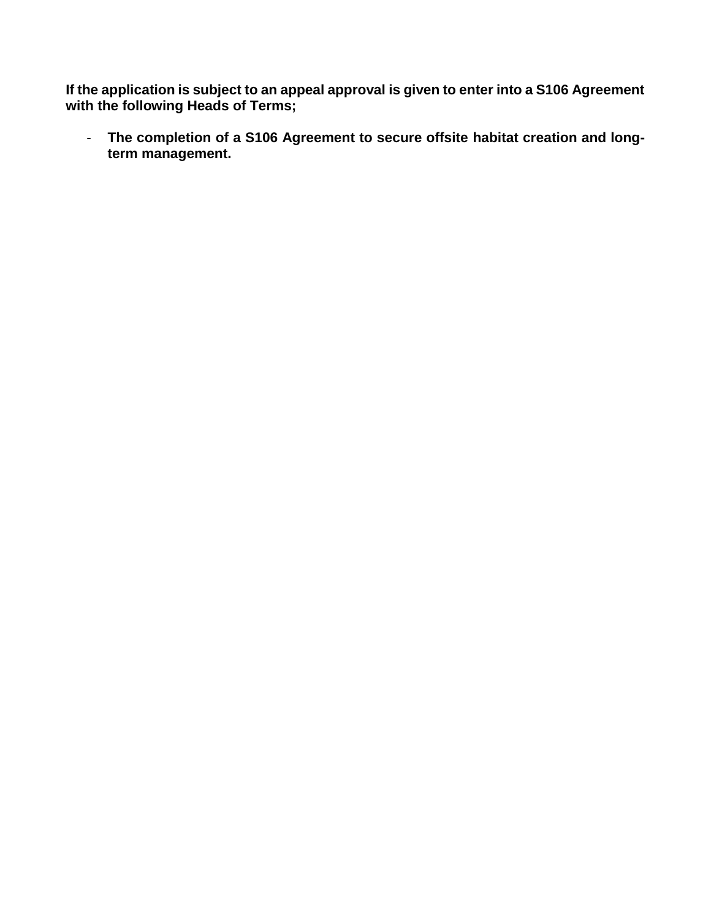**If the application is subject to an appeal approval is given to enter into a S106 Agreement with the following Heads of Terms;**

- **The completion of a S106 Agreement to secure offsite habitat creation and long-term management.**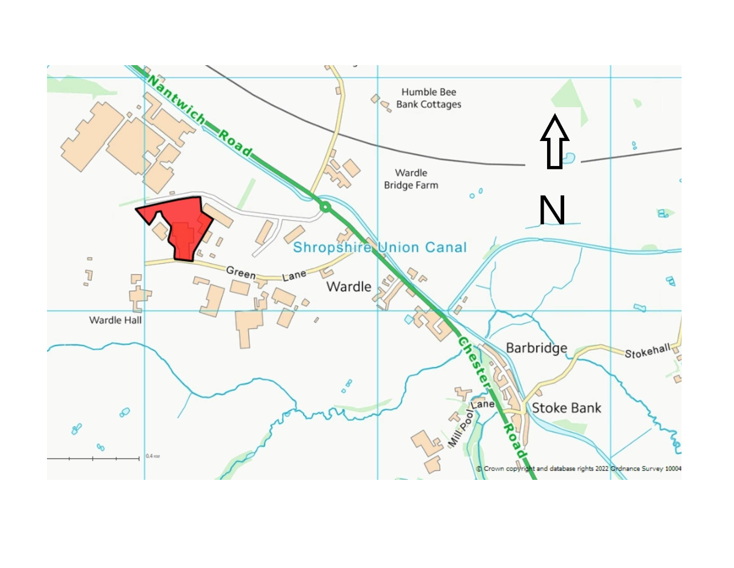Nantwich Road

Humble Bee Bank Cottages

Wardle Bridge Farm

N

Shropshire Union Canal

Green Lane

Wardle

Wardle Hall

Barbridge

Stokehall

Chester Road

Stoke Bank

Mill Pool Lane

0.4 KM

© Crown copyright and database rights 2022 Ordnance Survey 10004